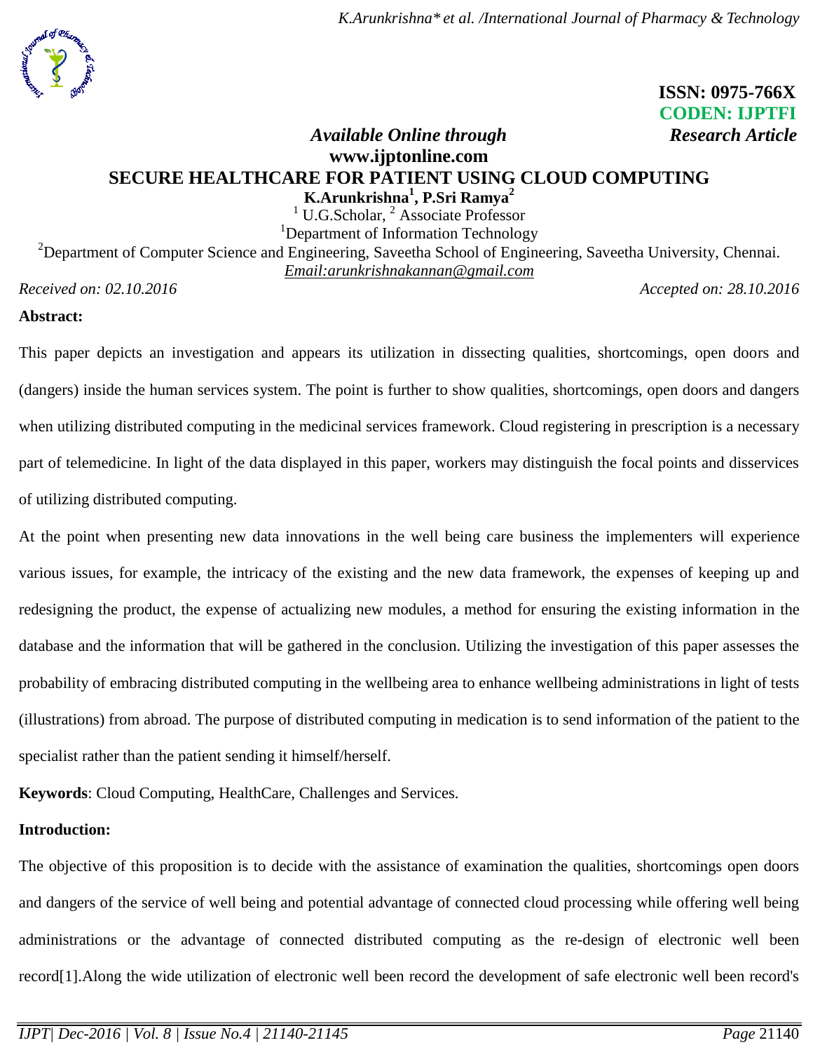ISSN: 0975-766X
CODEN: IJPTFI

*Available Online through* *Research Article*

**www.ijptonline.com**

# SECURE HEALTHCARE FOR PATIENT USING CLOUD COMPUTING

**K.Arunkrishna[1], P.Sri Ramya[2]**

[1] U.G.Scholar, [2] Associate Professor

[1]Department of Information Technology

[2]Department of Computer Science and Engineering, Saveetha School of Engineering, Saveetha University, Chennai.

*Email:arunkrishnakannan@gmail.com*

*Received on: 02.10.2016* *Accepted on: 28.10.2016*

**Abstract:**

This paper depicts an investigation and appears its utilization in dissecting qualities, shortcomings, open doors and (dangers) inside the human services system. The point is further to show qualities, shortcomings, open doors and dangers when utilizing distributed computing in the medicinal services framework. Cloud registering in prescription is a necessary part of telemedicine. In light of the data displayed in this paper, workers may distinguish the focal points and disservices of utilizing distributed computing.

At the point when presenting new data innovations in the well being care business the implementers will experience various issues, for example, the intricacy of the existing and the new data framework, the expenses of keeping up and redesigning the product, the expense of actualizing new modules, a method for ensuring the existing information in the database and the information that will be gathered in the conclusion. Utilizing the investigation of this paper assesses the probability of embracing distributed computing in the wellbeing area to enhance wellbeing administrations in light of tests (illustrations) from abroad. The purpose of distributed computing in medication is to send information of the patient to the specialist rather than the patient sending it himself/herself.

**Keywords**: Cloud Computing, HealthCare, Challenges and Services.

**Introduction:**

The objective of this proposition is to decide with the assistance of examination the qualities, shortcomings open doors and dangers of the service of well being and potential advantage of connected cloud processing while offering well being administrations or the advantage of connected distributed computing as the re-design of electronic well been record[1].Along the wide utilization of electronic well been record the development of safe electronic well been record's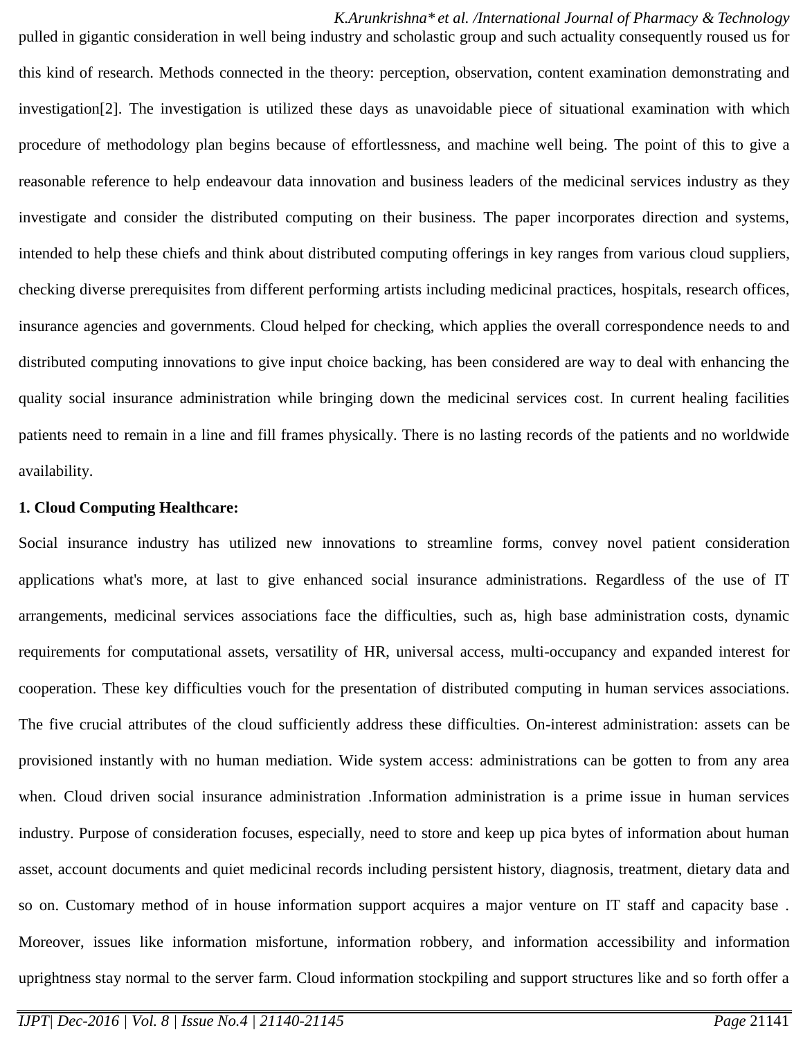pulled in gigantic consideration in well being industry and scholastic group and such actuality consequently roused us for this kind of research. Methods connected in the theory: perception, observation, content examination demonstrating and investigation[2]. The investigation is utilized these days as unavoidable piece of situational examination with which procedure of methodology plan begins because of effortlessness, and machine well being. The point of this to give a reasonable reference to help endeavour data innovation and business leaders of the medicinal services industry as they investigate and consider the distributed computing on their business. The paper incorporates direction and systems, intended to help these chiefs and think about distributed computing offerings in key ranges from various cloud suppliers, checking diverse prerequisites from different performing artists including medicinal practices, hospitals, research offices, insurance agencies and governments. Cloud helped for checking, which applies the overall correspondence needs to and distributed computing innovations to give input choice backing, has been considered are way to deal with enhancing the quality social insurance administration while bringing down the medicinal services cost. In current healing facilities patients need to remain in a line and fill frames physically. There is no lasting records of the patients and no worldwide availability.

**1. Cloud Computing Healthcare:**

Social insurance industry has utilized new innovations to streamline forms, convey novel patient consideration applications what's more, at last to give enhanced social insurance administrations. Regardless of the use of IT arrangements, medicinal services associations face the difficulties, such as, high base administration costs, dynamic requirements for computational assets, versatility of HR, universal access, multi-occupancy and expanded interest for cooperation. These key difficulties vouch for the presentation of distributed computing in human services associations. The five crucial attributes of the cloud sufficiently address these difficulties. On-interest administration: assets can be provisioned instantly with no human mediation. Wide system access: administrations can be gotten to from any area when. Cloud driven social insurance administration .Information administration is a prime issue in human services industry. Purpose of consideration focuses, especially, need to store and keep up pica bytes of information about human asset, account documents and quiet medicinal records including persistent history, diagnosis, treatment, dietary data and so on. Customary method of in house information support acquires a major venture on IT staff and capacity base . Moreover, issues like information misfortune, information robbery, and information accessibility and information uprightness stay normal to the server farm. Cloud information stockpiling and support structures like and so forth offer a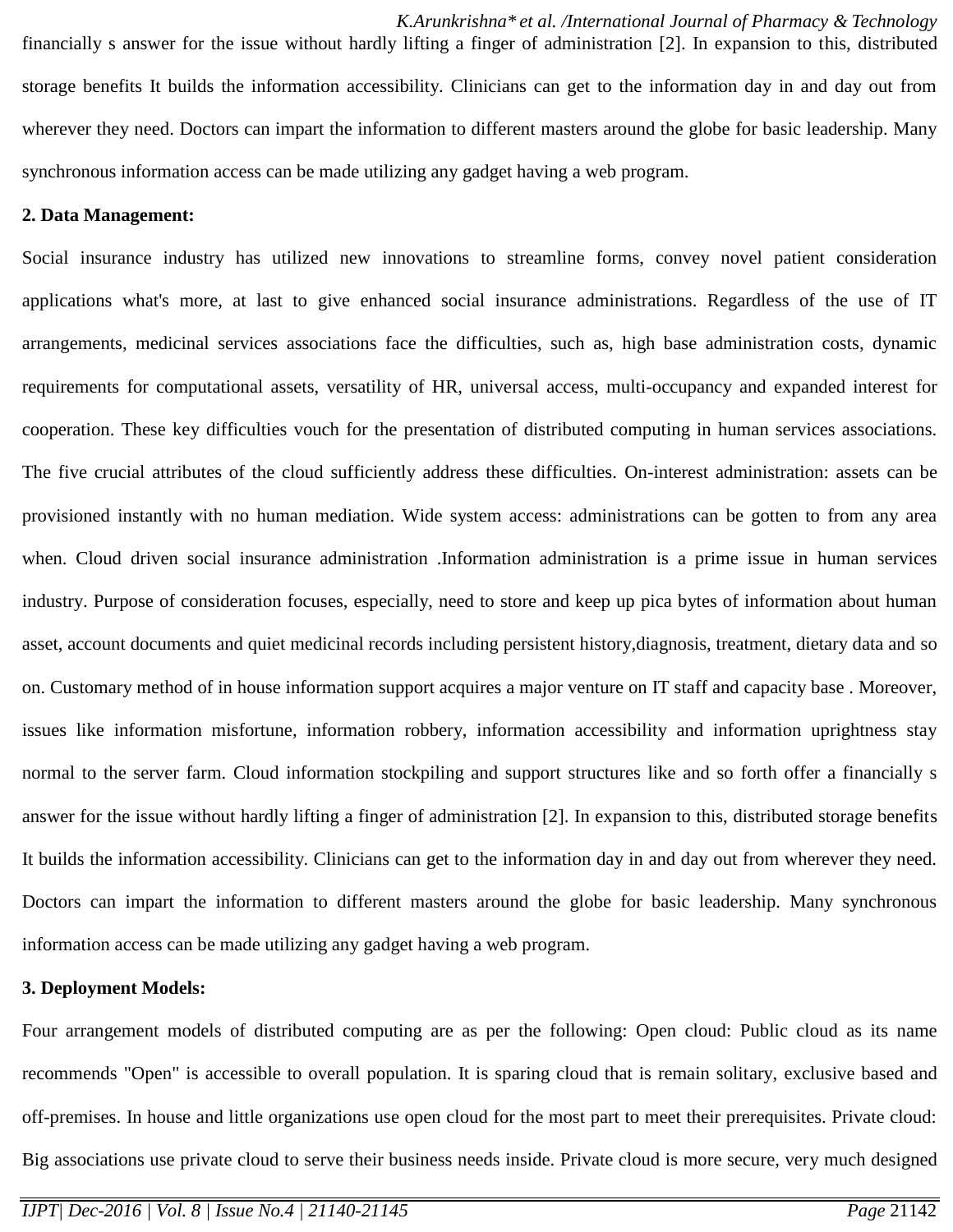financially s answer for the issue without hardly lifting a finger of administration [2]. In expansion to this, distributed storage benefits It builds the information accessibility. Clinicians can get to the information day in and day out from wherever they need. Doctors can impart the information to different masters around the globe for basic leadership. Many synchronous information access can be made utilizing any gadget having a web program.

**2. Data Management:**

Social insurance industry has utilized new innovations to streamline forms, convey novel patient consideration applications what's more, at last to give enhanced social insurance administrations. Regardless of the use of IT arrangements, medicinal services associations face the difficulties, such as, high base administration costs, dynamic requirements for computational assets, versatility of HR, universal access, multi-occupancy and expanded interest for cooperation. These key difficulties vouch for the presentation of distributed computing in human services associations. The five crucial attributes of the cloud sufficiently address these difficulties. On-interest administration: assets can be provisioned instantly with no human mediation. Wide system access: administrations can be gotten to from any area when. Cloud driven social insurance administration .Information administration is a prime issue in human services industry. Purpose of consideration focuses, especially, need to store and keep up pica bytes of information about human asset, account documents and quiet medicinal records including persistent history,diagnosis, treatment, dietary data and so on. Customary method of in house information support acquires a major venture on IT staff and capacity base . Moreover, issues like information misfortune, information robbery, information accessibility and information uprightness stay normal to the server farm. Cloud information stockpiling and support structures like and so forth offer a financially s answer for the issue without hardly lifting a finger of administration [2]. In expansion to this, distributed storage benefits It builds the information accessibility. Clinicians can get to the information day in and day out from wherever they need. Doctors can impart the information to different masters around the globe for basic leadership. Many synchronous information access can be made utilizing any gadget having a web program.

**3. Deployment Models:**

Four arrangement models of distributed computing are as per the following: Open cloud: Public cloud as its name recommends "Open" is accessible to overall population. It is sparing cloud that is remain solitary, exclusive based and off-premises. In house and little organizations use open cloud for the most part to meet their prerequisites. Private cloud: Big associations use private cloud to serve their business needs inside. Private cloud is more secure, very much designed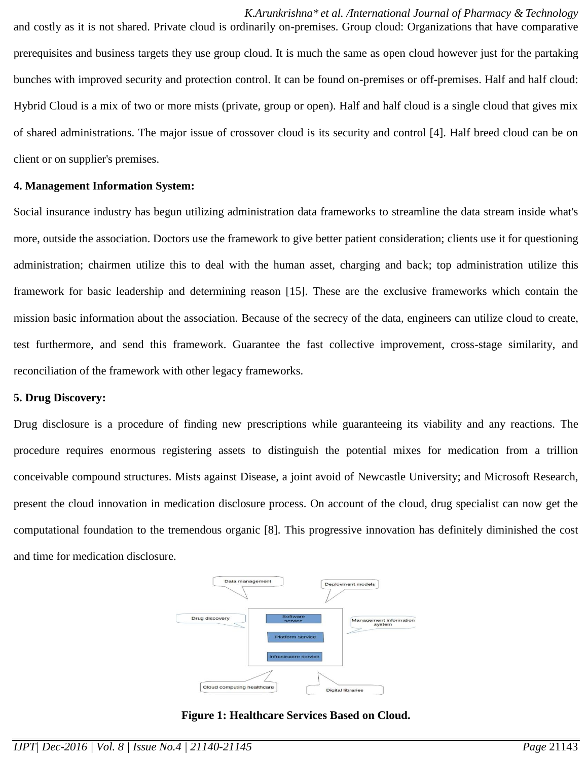and costly as it is not shared. Private cloud is ordinarily on-premises. Group cloud: Organizations that have comparative prerequisites and business targets they use group cloud. It is much the same as open cloud however just for the partaking bunches with improved security and protection control. It can be found on-premises or off-premises. Half and half cloud: Hybrid Cloud is a mix of two or more mists (private, group or open). Half and half cloud is a single cloud that gives mix of shared administrations. The major issue of crossover cloud is its security and control [4]. Half breed cloud can be on client or on supplier's premises.

**4. Management Information System:**

Social insurance industry has begun utilizing administration data frameworks to streamline the data stream inside what's more, outside the association. Doctors use the framework to give better patient consideration; clients use it for questioning administration; chairmen utilize this to deal with the human asset, charging and back; top administration utilize this framework for basic leadership and determining reason [15]. These are the exclusive frameworks which contain the mission basic information about the association. Because of the secrecy of the data, engineers can utilize cloud to create, test furthermore, and send this framework. Guarantee the fast collective improvement, cross-stage similarity, and reconciliation of the framework with other legacy frameworks.

**5. Drug Discovery:**

Drug disclosure is a procedure of finding new prescriptions while guaranteeing its viability and any reactions. The procedure requires enormous registering assets to distinguish the potential mixes for medication from a trillion conceivable compound structures. Mists against Disease, a joint avoid of Newcastle University; and Microsoft Research, present the cloud innovation in medication disclosure process. On account of the cloud, drug specialist can now get the computational foundation to the tremendous organic [8]. This progressive innovation has definitely diminished the cost and time for medication disclosure.

**Figure 1: Healthcare Services Based on Cloud.**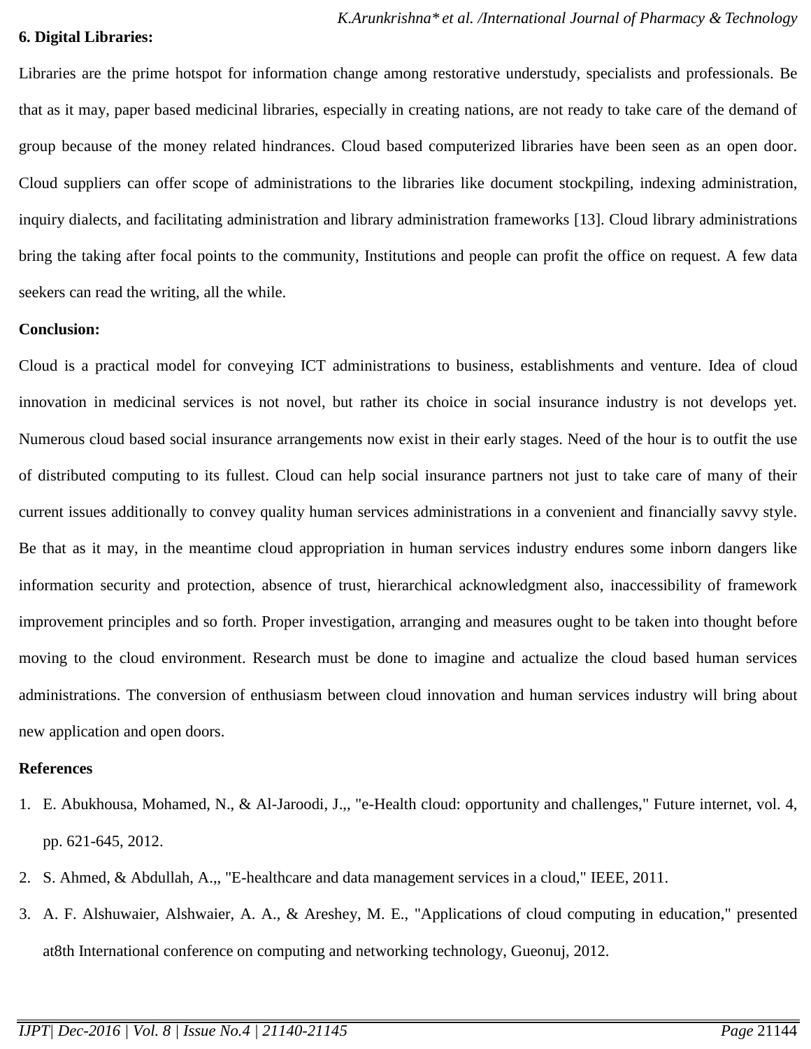**6. Digital Libraries:**

Libraries are the prime hotspot for information change among restorative understudy, specialists and professionals. Be that as it may, paper based medicinal libraries, especially in creating nations, are not ready to take care of the demand of group because of the money related hindrances. Cloud based computerized libraries have been seen as an open door. Cloud suppliers can offer scope of administrations to the libraries like document stockpiling, indexing administration, inquiry dialects, and facilitating administration and library administration frameworks [13]. Cloud library administrations bring the taking after focal points to the community, Institutions and people can profit the office on request. A few data seekers can read the writing, all the while.

**Conclusion:**

Cloud is a practical model for conveying ICT administrations to business, establishments and venture. Idea of cloud innovation in medicinal services is not novel, but rather its choice in social insurance industry is not develops yet. Numerous cloud based social insurance arrangements now exist in their early stages. Need of the hour is to outfit the use of distributed computing to its fullest. Cloud can help social insurance partners not just to take care of many of their current issues additionally to convey quality human services administrations in a convenient and financially savvy style. Be that as it may, in the meantime cloud appropriation in human services industry endures some inborn dangers like information security and protection, absence of trust, hierarchical acknowledgment also, inaccessibility of framework improvement principles and so forth. Proper investigation, arranging and measures ought to be taken into thought before moving to the cloud environment. Research must be done to imagine and actualize the cloud based human services administrations. The conversion of enthusiasm between cloud innovation and human services industry will bring about new application and open doors.

**References**

1. E. Abukhousa, Mohamed, N., & Al-Jaroodi, J.,, "e-Health cloud: opportunity and challenges," Future internet, vol. 4, pp. 621-645, 2012.
2. S. Ahmed, & Abdullah, A.,, "E-healthcare and data management services in a cloud," IEEE, 2011.
3. A. F. Alshuwaier, Alshwaier, A. A., & Areshey, M. E., "Applications of cloud computing in education," presented at8th International conference on computing and networking technology, Gueonuj, 2012.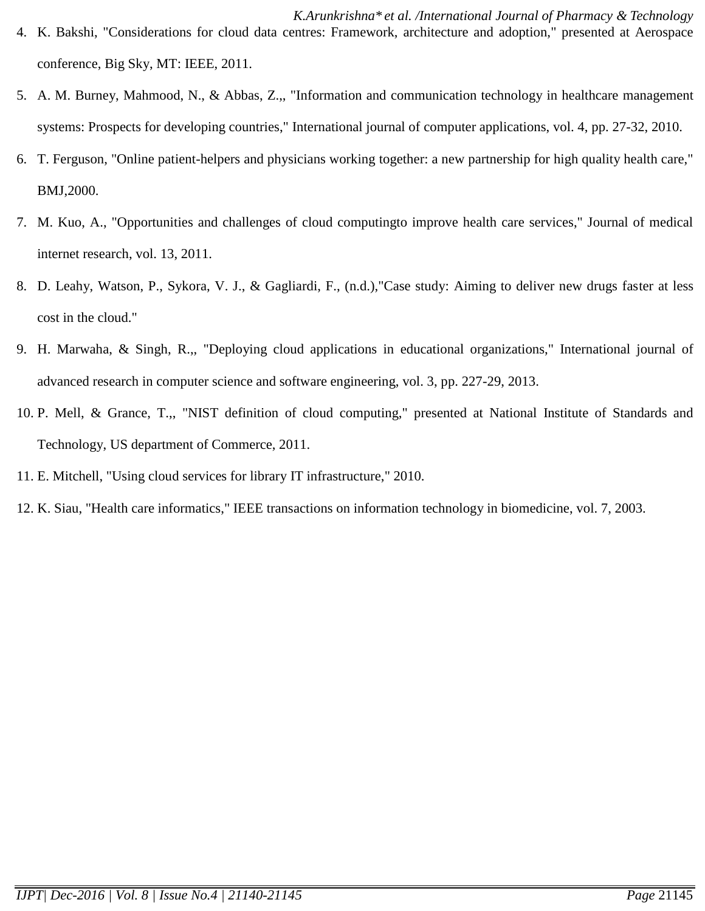4. K. Bakshi, "Considerations for cloud data centres: Framework, architecture and adoption," presented at Aerospace conference, Big Sky, MT: IEEE, 2011.
5. A. M. Burney, Mahmood, N., & Abbas, Z.,, "Information and communication technology in healthcare management systems: Prospects for developing countries," International journal of computer applications, vol. 4, pp. 27-32, 2010.
6. T. Ferguson, "Online patient-helpers and physicians working together: a new partnership for high quality health care," BMJ,2000.
7. M. Kuo, A., "Opportunities and challenges of cloud computingto improve health care services," Journal of medical internet research, vol. 13, 2011.
8. D. Leahy, Watson, P., Sykora, V. J., & Gagliardi, F., (n.d.),"Case study: Aiming to deliver new drugs faster at less cost in the cloud."
9. H. Marwaha, & Singh, R.,, "Deploying cloud applications in educational organizations," International journal of advanced research in computer science and software engineering, vol. 3, pp. 227-29, 2013.
10. P. Mell, & Grance, T.,, "NIST definition of cloud computing," presented at National Institute of Standards and Technology, US department of Commerce, 2011.
11. E. Mitchell, "Using cloud services for library IT infrastructure," 2010.
12. K. Siau, "Health care informatics," IEEE transactions on information technology in biomedicine, vol. 7, 2003.